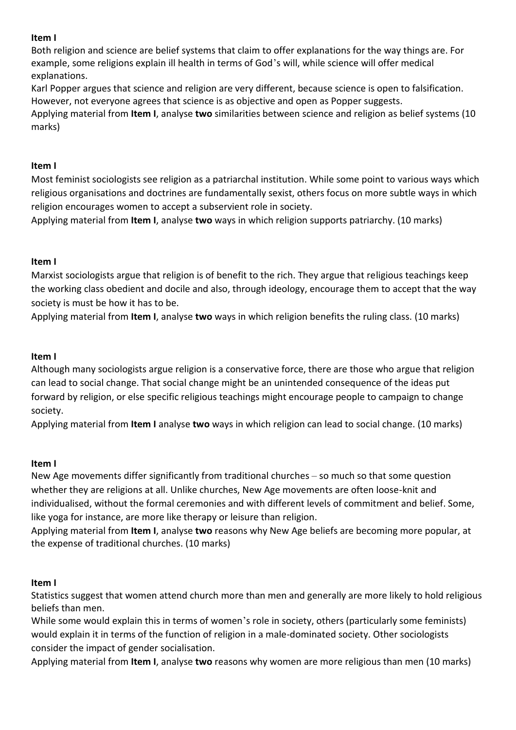**Item I**

Both religion and science are belief systems that claim to offer explanations for the way things are. For example, some religions explain ill health in terms of God's will, while science will offer medical explanations.

Karl Popper argues that science and religion are very different, because science is open to falsification. However, not everyone agrees that science is as objective and open as Popper suggests.

Applying material from **Item I**, analyse **two** similarities between science and religion as belief systems (10 marks)

**Item I**

Most feminist sociologists see religion as a patriarchal institution. While some point to various ways which religious organisations and doctrines are fundamentally sexist, others focus on more subtle ways in which religion encourages women to accept a subservient role in society.

Applying material from **Item I**, analyse **two** ways in which religion supports patriarchy. (10 marks)

**Item I**

Marxist sociologists argue that religion is of benefit to the rich. They argue that religious teachings keep the working class obedient and docile and also, through ideology, encourage them to accept that the way society is must be how it has to be.

Applying material from **Item I**, analyse **two** ways in which religion benefits the ruling class. (10 marks)

**Item I**

Although many sociologists argue religion is a conservative force, there are those who argue that religion can lead to social change. That social change might be an unintended consequence of the ideas put forward by religion, or else specific religious teachings might encourage people to campaign to change society.

Applying material from **Item I** analyse **two** ways in which religion can lead to social change. (10 marks)

**Item I**

New Age movements differ significantly from traditional churches – so much so that some question whether they are religions at all. Unlike churches, New Age movements are often loose-knit and individualised, without the formal ceremonies and with different levels of commitment and belief. Some, like yoga for instance, are more like therapy or leisure than religion.

Applying material from **Item I**, analyse **two** reasons why New Age beliefs are becoming more popular, at the expense of traditional churches. (10 marks)

**Item I**

Statistics suggest that women attend church more than men and generally are more likely to hold religious beliefs than men.

While some would explain this in terms of women's role in society, others (particularly some feminists) would explain it in terms of the function of religion in a male-dominated society. Other sociologists consider the impact of gender socialisation.

Applying material from **Item I**, analyse **two** reasons why women are more religious than men (10 marks)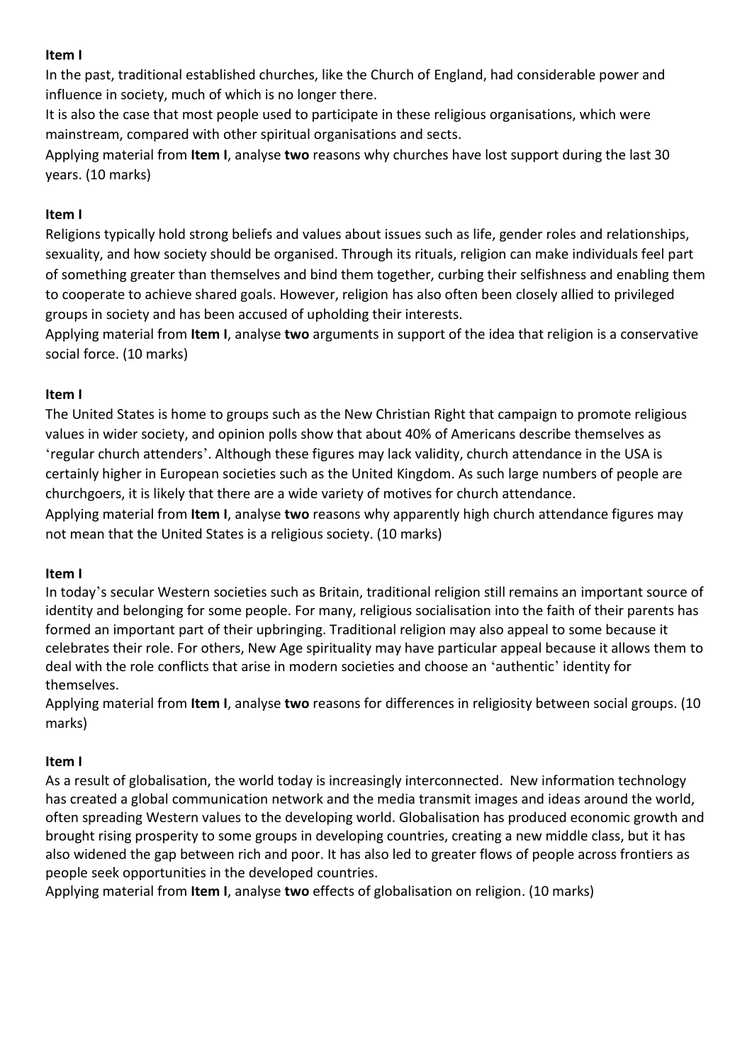**Item I**

In the past, traditional established churches, like the Church of England, had considerable power and influence in society, much of which is no longer there.

It is also the case that most people used to participate in these religious organisations, which were mainstream, compared with other spiritual organisations and sects.

Applying material from **Item I**, analyse **two** reasons why churches have lost support during the last 30 years. (10 marks)

**Item I**

Religions typically hold strong beliefs and values about issues such as life, gender roles and relationships, sexuality, and how society should be organised. Through its rituals, religion can make individuals feel part of something greater than themselves and bind them together, curbing their selfishness and enabling them to cooperate to achieve shared goals. However, religion has also often been closely allied to privileged groups in society and has been accused of upholding their interests.

Applying material from **Item I**, analyse **two** arguments in support of the idea that religion is a conservative social force. (10 marks)

**Item I**

The United States is home to groups such as the New Christian Right that campaign to promote religious values in wider society, and opinion polls show that about 40% of Americans describe themselves as 'regular church attenders'. Although these figures may lack validity, church attendance in the USA is certainly higher in European societies such as the United Kingdom. As such large numbers of people are churchgoers, it is likely that there are a wide variety of motives for church attendance.

Applying material from **Item I**, analyse **two** reasons why apparently high church attendance figures may not mean that the United States is a religious society. (10 marks)

**Item I**

In today's secular Western societies such as Britain, traditional religion still remains an important source of identity and belonging for some people. For many, religious socialisation into the faith of their parents has formed an important part of their upbringing. Traditional religion may also appeal to some because it celebrates their role. For others, New Age spirituality may have particular appeal because it allows them to deal with the role conflicts that arise in modern societies and choose an 'authentic' identity for themselves.

Applying material from **Item I**, analyse **two** reasons for differences in religiosity between social groups. (10 marks)

**Item I**

As a result of globalisation, the world today is increasingly interconnected. New information technology has created a global communication network and the media transmit images and ideas around the world, often spreading Western values to the developing world. Globalisation has produced economic growth and brought rising prosperity to some groups in developing countries, creating a new middle class, but it has also widened the gap between rich and poor. It has also led to greater flows of people across frontiers as people seek opportunities in the developed countries.

Applying material from **Item I**, analyse **two** effects of globalisation on religion. (10 marks)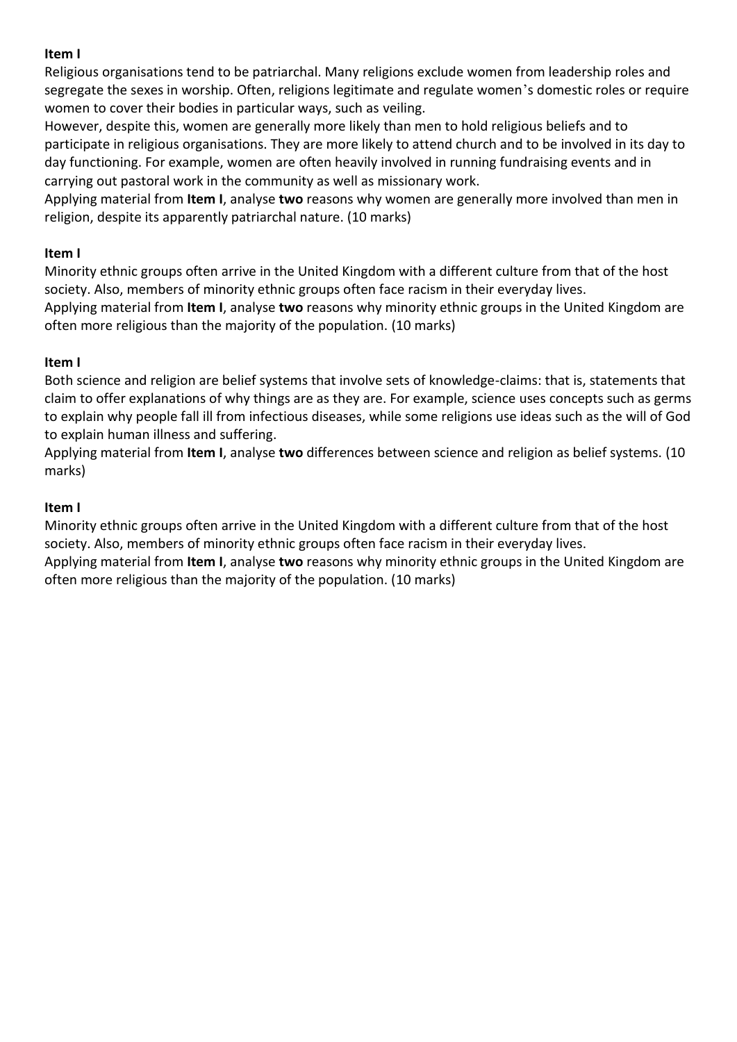**Item I**

Religious organisations tend to be patriarchal. Many religions exclude women from leadership roles and segregate the sexes in worship. Often, religions legitimate and regulate women's domestic roles or require women to cover their bodies in particular ways, such as veiling.

However, despite this, women are generally more likely than men to hold religious beliefs and to participate in religious organisations. They are more likely to attend church and to be involved in its day to day functioning. For example, women are often heavily involved in running fundraising events and in carrying out pastoral work in the community as well as missionary work.

Applying material from **Item I**, analyse **two** reasons why women are generally more involved than men in religion, despite its apparently patriarchal nature. (10 marks)

**Item I**

Minority ethnic groups often arrive in the United Kingdom with a different culture from that of the host society. Also, members of minority ethnic groups often face racism in their everyday lives.

Applying material from **Item I**, analyse **two** reasons why minority ethnic groups in the United Kingdom are often more religious than the majority of the population. (10 marks)

**Item I**

Both science and religion are belief systems that involve sets of knowledge-claims: that is, statements that claim to offer explanations of why things are as they are. For example, science uses concepts such as germs to explain why people fall ill from infectious diseases, while some religions use ideas such as the will of God to explain human illness and suffering.

Applying material from **Item I**, analyse **two** differences between science and religion as belief systems. (10 marks)

**Item I**

Minority ethnic groups often arrive in the United Kingdom with a different culture from that of the host society. Also, members of minority ethnic groups often face racism in their everyday lives.

Applying material from **Item I**, analyse **two** reasons why minority ethnic groups in the United Kingdom are often more religious than the majority of the population. (10 marks)